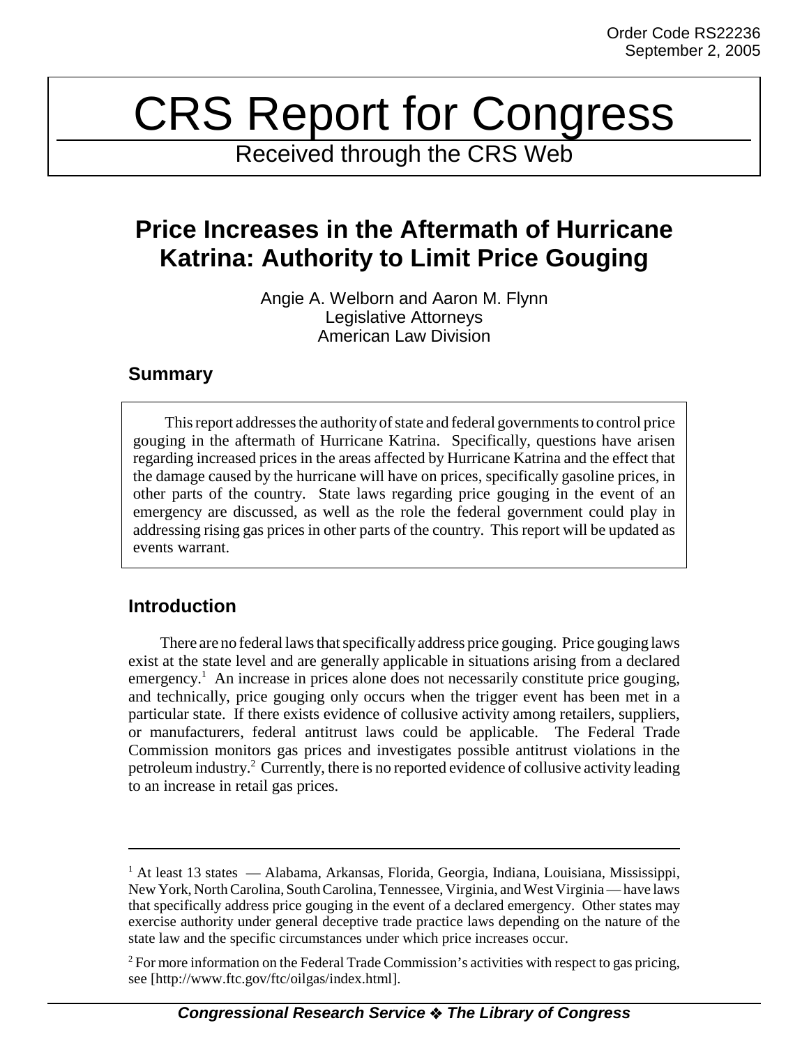Order Code RS22236
September 2, 2005

# CRS Report for Congress

Received through the CRS Web

## Price Increases in the Aftermath of Hurricane Katrina: Authority to Limit Price Gouging

Angie A. Welborn and Aaron M. Flynn
Legislative Attorneys
American Law Division

### Summary

This report addresses the authority of state and federal governments to control price gouging in the aftermath of Hurricane Katrina. Specifically, questions have arisen regarding increased prices in the areas affected by Hurricane Katrina and the effect that the damage caused by the hurricane will have on prices, specifically gasoline prices, in other parts of the country. State laws regarding price gouging in the event of an emergency are discussed, as well as the role the federal government could play in addressing rising gas prices in other parts of the country. This report will be updated as events warrant.

### Introduction

There are no federal laws that specifically address price gouging. Price gouging laws exist at the state level and are generally applicable in situations arising from a declared emergency.[1] An increase in prices alone does not necessarily constitute price gouging, and technically, price gouging only occurs when the trigger event has been met in a particular state. If there exists evidence of collusive activity among retailers, suppliers, or manufacturers, federal antitrust laws could be applicable. The Federal Trade Commission monitors gas prices and investigates possible antitrust violations in the petroleum industry.[2] Currently, there is no reported evidence of collusive activity leading to an increase in retail gas prices.

---

[1] At least 13 states — Alabama, Arkansas, Florida, Georgia, Indiana, Louisiana, Mississippi, New York, North Carolina, South Carolina, Tennessee, Virginia, and West Virginia — have laws that specifically address price gouging in the event of a declared emergency. Other states may exercise authority under general deceptive trade practice laws depending on the nature of the state law and the specific circumstances under which price increases occur.

[2] For more information on the Federal Trade Commission's activities with respect to gas pricing, see [http://www.ftc.gov/ftc/oilgas/index.html].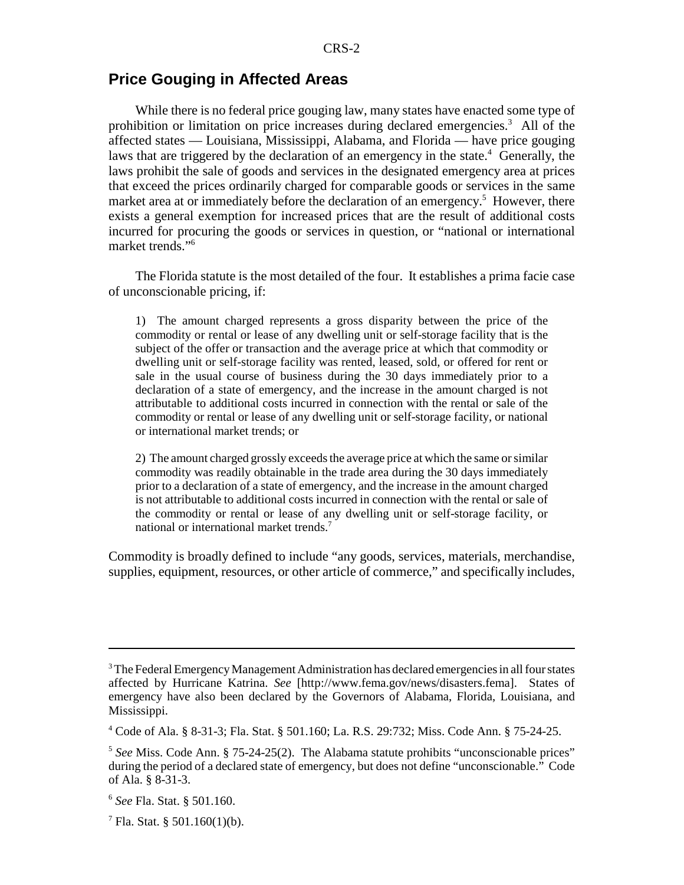## Price Gouging in Affected Areas

While there is no federal price gouging law, many states have enacted some type of prohibition or limitation on price increases during declared emergencies.[3] All of the affected states — Louisiana, Mississippi, Alabama, and Florida — have price gouging laws that are triggered by the declaration of an emergency in the state.[4] Generally, the laws prohibit the sale of goods and services in the designated emergency area at prices that exceed the prices ordinarily charged for comparable goods or services in the same market area at or immediately before the declaration of an emergency.[5] However, there exists a general exemption for increased prices that are the result of additional costs incurred for procuring the goods or services in question, or "national or international market trends."[6]

The Florida statute is the most detailed of the four. It establishes a prima facie case of unconscionable pricing, if:

> 1) The amount charged represents a gross disparity between the price of the commodity or rental or lease of any dwelling unit or self-storage facility that is the subject of the offer or transaction and the average price at which that commodity or dwelling unit or self-storage facility was rented, leased, sold, or offered for rent or sale in the usual course of business during the 30 days immediately prior to a declaration of a state of emergency, and the increase in the amount charged is not attributable to additional costs incurred in connection with the rental or sale of the commodity or rental or lease of any dwelling unit or self-storage facility, or national or international market trends; or
>
> 2) The amount charged grossly exceeds the average price at which the same or similar commodity was readily obtainable in the trade area during the 30 days immediately prior to a declaration of a state of emergency, and the increase in the amount charged is not attributable to additional costs incurred in connection with the rental or sale of the commodity or rental or lease of any dwelling unit or self-storage facility, or national or international market trends.[7]

Commodity is broadly defined to include "any goods, services, materials, merchandise, supplies, equipment, resources, or other article of commerce," and specifically includes,

---

[3] The Federal Emergency Management Administration has declared emergencies in all four states affected by Hurricane Katrina. *See* [http://www.fema.gov/news/disasters.fema]. States of emergency have also been declared by the Governors of Alabama, Florida, Louisiana, and Mississippi.

[4] Code of Ala. § 8-31-3; Fla. Stat. § 501.160; La. R.S. 29:732; Miss. Code Ann. § 75-24-25.

[5] *See* Miss. Code Ann. § 75-24-25(2). The Alabama statute prohibits "unconscionable prices" during the period of a declared state of emergency, but does not define "unconscionable." Code of Ala. § 8-31-3.

[6] *See* Fla. Stat. § 501.160.

[7] Fla. Stat. § 501.160(1)(b).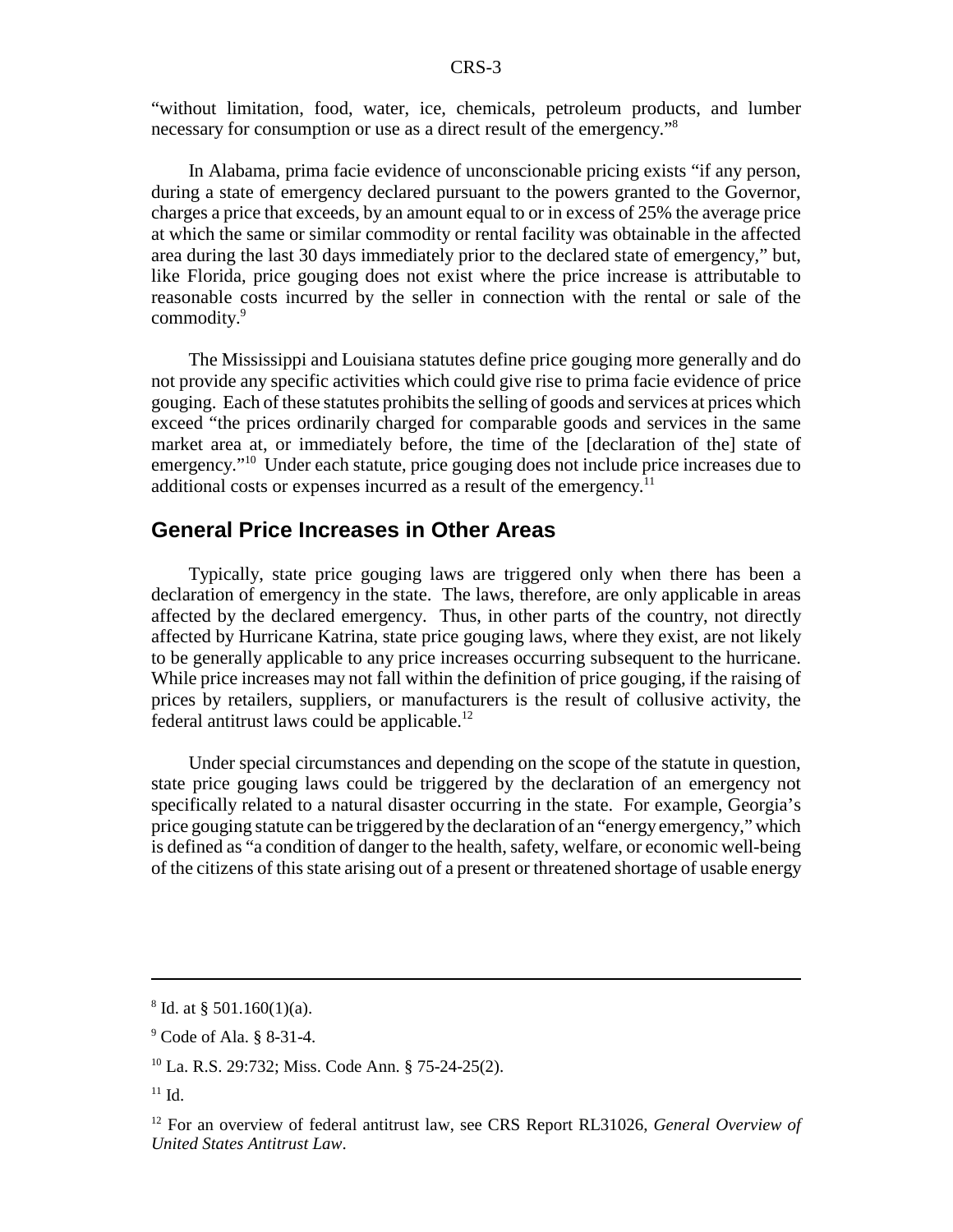"without limitation, food, water, ice, chemicals, petroleum products, and lumber necessary for consumption or use as a direct result of the emergency."[8]

In Alabama, prima facie evidence of unconscionable pricing exists "if any person, during a state of emergency declared pursuant to the powers granted to the Governor, charges a price that exceeds, by an amount equal to or in excess of 25% the average price at which the same or similar commodity or rental facility was obtainable in the affected area during the last 30 days immediately prior to the declared state of emergency," but, like Florida, price gouging does not exist where the price increase is attributable to reasonable costs incurred by the seller in connection with the rental or sale of the commodity.[9]

The Mississippi and Louisiana statutes define price gouging more generally and do not provide any specific activities which could give rise to prima facie evidence of price gouging. Each of these statutes prohibits the selling of goods and services at prices which exceed "the prices ordinarily charged for comparable goods and services in the same market area at, or immediately before, the time of the [declaration of the] state of emergency."[10] Under each statute, price gouging does not include price increases due to additional costs or expenses incurred as a result of the emergency.[11]

## General Price Increases in Other Areas

Typically, state price gouging laws are triggered only when there has been a declaration of emergency in the state. The laws, therefore, are only applicable in areas affected by the declared emergency. Thus, in other parts of the country, not directly affected by Hurricane Katrina, state price gouging laws, where they exist, are not likely to be generally applicable to any price increases occurring subsequent to the hurricane. While price increases may not fall within the definition of price gouging, if the raising of prices by retailers, suppliers, or manufacturers is the result of collusive activity, the federal antitrust laws could be applicable.[12]

Under special circumstances and depending on the scope of the statute in question, state price gouging laws could be triggered by the declaration of an emergency not specifically related to a natural disaster occurring in the state. For example, Georgia's price gouging statute can be triggered by the declaration of an "energy emergency," which is defined as "a condition of danger to the health, safety, welfare, or economic well-being of the citizens of this state arising out of a present or threatened shortage of usable energy

---

[8] Id. at § 501.160(1)(a).

[9] Code of Ala. § 8-31-4.

[10] La. R.S. 29:732; Miss. Code Ann. § 75-24-25(2).

[11] Id.

[12] For an overview of federal antitrust law, see CRS Report RL31026, *General Overview of United States Antitrust Law*.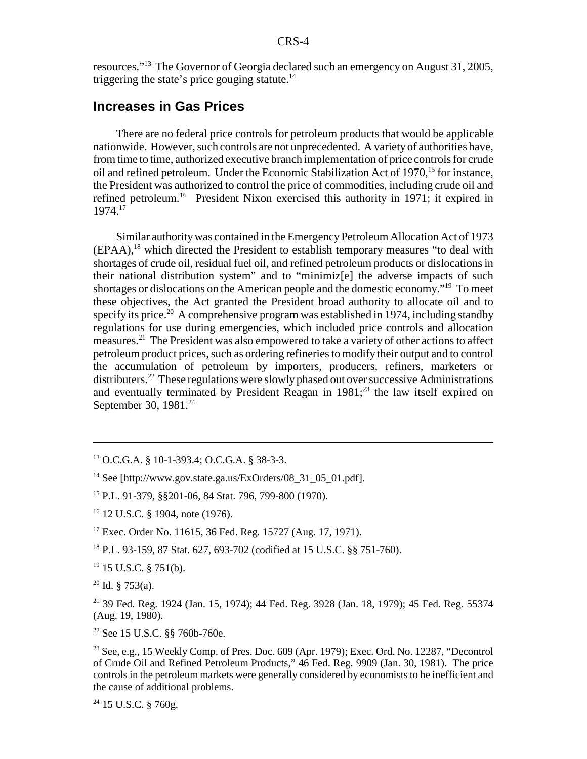resources."[13] The Governor of Georgia declared such an emergency on August 31, 2005, triggering the state's price gouging statute.[14]

## Increases in Gas Prices

There are no federal price controls for petroleum products that would be applicable nationwide. However, such controls are not unprecedented. A variety of authorities have, from time to time, authorized executive branch implementation of price controls for crude oil and refined petroleum. Under the Economic Stabilization Act of 1970,[15] for instance, the President was authorized to control the price of commodities, including crude oil and refined petroleum.[16] President Nixon exercised this authority in 1971; it expired in 1974.[17]

Similar authority was contained in the Emergency Petroleum Allocation Act of 1973 (EPAA),[18] which directed the President to establish temporary measures "to deal with shortages of crude oil, residual fuel oil, and refined petroleum products or dislocations in their national distribution system" and to "minimiz[e] the adverse impacts of such shortages or dislocations on the American people and the domestic economy."[19] To meet these objectives, the Act granted the President broad authority to allocate oil and to specify its price.[20] A comprehensive program was established in 1974, including standby regulations for use during emergencies, which included price controls and allocation measures.[21] The President was also empowered to take a variety of other actions to affect petroleum product prices, such as ordering refineries to modify their output and to control the accumulation of petroleum by importers, producers, refiners, marketers or distributers.[22] These regulations were slowly phased out over successive Administrations and eventually terminated by President Reagan in 1981;[23] the law itself expired on September 30, 1981.[24]

---

[13] O.C.G.A. § 10-1-393.4; O.C.G.A. § 38-3-3.

[14] See [http://www.gov.state.ga.us/ExOrders/08_31_05_01.pdf].

[15] P.L. 91-379, §§201-06, 84 Stat. 796, 799-800 (1970).

[16] 12 U.S.C. § 1904, note (1976).

[17] Exec. Order No. 11615, 36 Fed. Reg. 15727 (Aug. 17, 1971).

[18] P.L. 93-159, 87 Stat. 627, 693-702 (codified at 15 U.S.C. §§ 751-760).

[19] 15 U.S.C. § 751(b).

[20] Id. § 753(a).

[21] 39 Fed. Reg. 1924 (Jan. 15, 1974); 44 Fed. Reg. 3928 (Jan. 18, 1979); 45 Fed. Reg. 55374 (Aug. 19, 1980).

[22] See 15 U.S.C. §§ 760b-760e.

[23] See, e.g., 15 Weekly Comp. of Pres. Doc. 609 (Apr. 1979); Exec. Ord. No. 12287, "Decontrol of Crude Oil and Refined Petroleum Products," 46 Fed. Reg. 9909 (Jan. 30, 1981). The price controls in the petroleum markets were generally considered by economists to be inefficient and the cause of additional problems.

[24] 15 U.S.C. § 760g.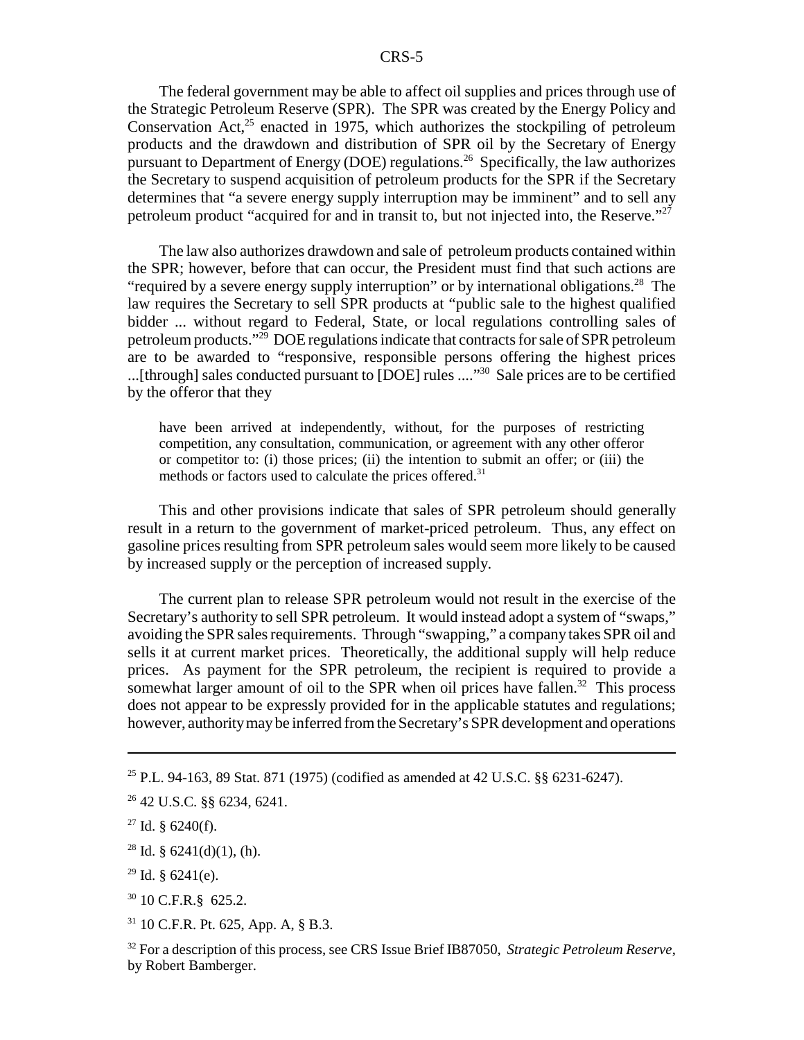The federal government may be able to affect oil supplies and prices through use of the Strategic Petroleum Reserve (SPR). The SPR was created by the Energy Policy and Conservation Act,[25] enacted in 1975, which authorizes the stockpiling of petroleum products and the drawdown and distribution of SPR oil by the Secretary of Energy pursuant to Department of Energy (DOE) regulations.[26] Specifically, the law authorizes the Secretary to suspend acquisition of petroleum products for the SPR if the Secretary determines that "a severe energy supply interruption may be imminent" and to sell any petroleum product "acquired for and in transit to, but not injected into, the Reserve."[27]

The law also authorizes drawdown and sale of petroleum products contained within the SPR; however, before that can occur, the President must find that such actions are "required by a severe energy supply interruption" or by international obligations.[28] The law requires the Secretary to sell SPR products at "public sale to the highest qualified bidder ... without regard to Federal, State, or local regulations controlling sales of petroleum products."[29] DOE regulations indicate that contracts for sale of SPR petroleum are to be awarded to "responsive, responsible persons offering the highest prices ...[through] sales conducted pursuant to [DOE] rules ...."[30] Sale prices are to be certified by the offeror that they

> have been arrived at independently, without, for the purposes of restricting competition, any consultation, communication, or agreement with any other offeror or competitor to: (i) those prices; (ii) the intention to submit an offer; or (iii) the methods or factors used to calculate the prices offered.[31]

This and other provisions indicate that sales of SPR petroleum should generally result in a return to the government of market-priced petroleum. Thus, any effect on gasoline prices resulting from SPR petroleum sales would seem more likely to be caused by increased supply or the perception of increased supply.

The current plan to release SPR petroleum would not result in the exercise of the Secretary's authority to sell SPR petroleum. It would instead adopt a system of "swaps," avoiding the SPR sales requirements. Through "swapping," a company takes SPR oil and sells it at current market prices. Theoretically, the additional supply will help reduce prices. As payment for the SPR petroleum, the recipient is required to provide a somewhat larger amount of oil to the SPR when oil prices have fallen.[32] This process does not appear to be expressly provided for in the applicable statutes and regulations; however, authority may be inferred from the Secretary's SPR development and operations

---

[25] P.L. 94-163, 89 Stat. 871 (1975) (codified as amended at 42 U.S.C. §§ 6231-6247).

[26] 42 U.S.C. §§ 6234, 6241.

[27] Id. § 6240(f).

[28] Id. § 6241(d)(1), (h).

[29] Id. § 6241(e).

[30] 10 C.F.R.§ 625.2.

[31] 10 C.F.R. Pt. 625, App. A, § B.3.

[32] For a description of this process, see CRS Issue Brief IB87050, *Strategic Petroleum Reserve*, by Robert Bamberger.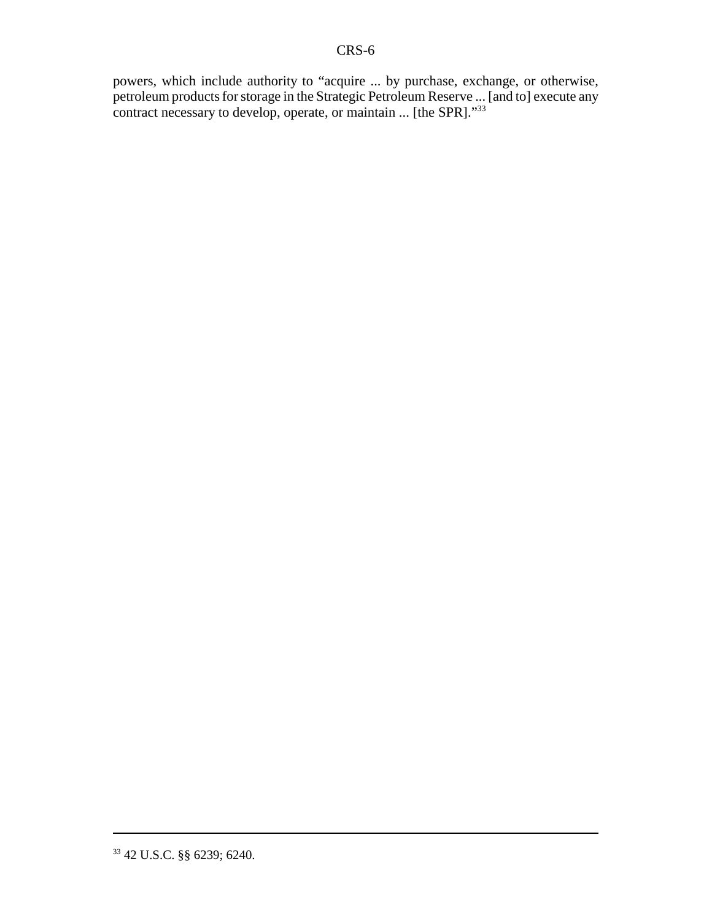powers, which include authority to "acquire ... by purchase, exchange, or otherwise, petroleum products for storage in the Strategic Petroleum Reserve ... [and to] execute any contract necessary to develop, operate, or maintain ... [the SPR]."[33]

---

[33] 42 U.S.C. §§ 6239; 6240.